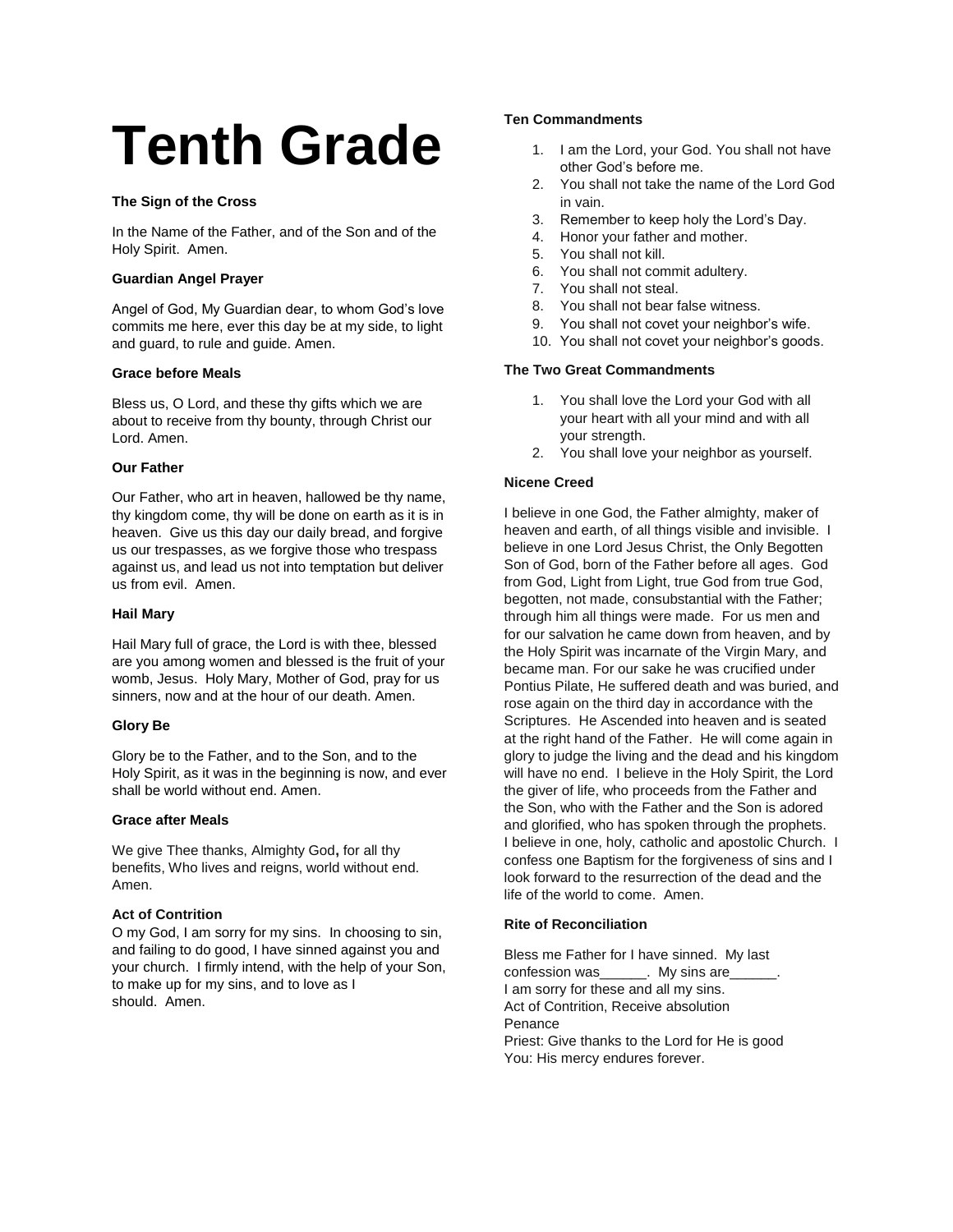# Tenth Grade

**The Sign of the Cross**

In the Name of the Father, and of the Son and of the Holy Spirit. Amen.

**Guardian Angel Prayer**

Angel of God, My Guardian dear, to whom God's love commits me here, ever this day be at my side, to light and guard, to rule and guide. Amen.

**Grace before Meals**

Bless us, O Lord, and these thy gifts which we are about to receive from thy bounty, through Christ our Lord. Amen.

**Our Father**

Our Father, who art in heaven, hallowed be thy name, thy kingdom come, thy will be done on earth as it is in heaven. Give us this day our daily bread, and forgive us our trespasses, as we forgive those who trespass against us, and lead us not into temptation but deliver us from evil. Amen.

**Hail Mary**

Hail Mary full of grace, the Lord is with thee, blessed are you among women and blessed is the fruit of your womb, Jesus. Holy Mary, Mother of God, pray for us sinners, now and at the hour of our death. Amen.

**Glory Be**

Glory be to the Father, and to the Son, and to the Holy Spirit, as it was in the beginning is now, and ever shall be world without end. Amen.

**Grace after Meals**

We give Thee thanks, Almighty God**,** for all thy benefits, Who lives and reigns, world without end. Amen.

**Act of Contrition**

O my God, I am sorry for my sins. In choosing to sin, and failing to do good, I have sinned against you and your church. I firmly intend, with the help of your Son, to make up for my sins, and to love as I should. Amen.

**Ten Commandments**

1. I am the Lord, your God. You shall not have other God's before me.
2. You shall not take the name of the Lord God in vain.
3. Remember to keep holy the Lord's Day.
4. Honor your father and mother.
5. You shall not kill.
6. You shall not commit adultery.
7. You shall not steal.
8. You shall not bear false witness.
9. You shall not covet your neighbor's wife.
10. You shall not covet your neighbor's goods.

**The Two Great Commandments**

1. You shall love the Lord your God with all your heart with all your mind and with all your strength.
2. You shall love your neighbor as yourself.

**Nicene Creed**

I believe in one God, the Father almighty, maker of heaven and earth, of all things visible and invisible. I believe in one Lord Jesus Christ, the Only Begotten Son of God, born of the Father before all ages. God from God, Light from Light, true God from true God, begotten, not made, consubstantial with the Father; through him all things were made. For us men and for our salvation he came down from heaven, and by the Holy Spirit was incarnate of the Virgin Mary, and became man. For our sake he was crucified under Pontius Pilate, He suffered death and was buried, and rose again on the third day in accordance with the Scriptures. He Ascended into heaven and is seated at the right hand of the Father. He will come again in glory to judge the living and the dead and his kingdom will have no end. I believe in the Holy Spirit, the Lord the giver of life, who proceeds from the Father and the Son, who with the Father and the Son is adored and glorified, who has spoken through the prophets. I believe in one, holy, catholic and apostolic Church. I confess one Baptism for the forgiveness of sins and I look forward to the resurrection of the dead and the life of the world to come. Amen.

**Rite of Reconciliation**

Bless me Father for I have sinned. My last confession was______. My sins are______.
I am sorry for these and all my sins.
Act of Contrition, Receive absolution
Penance
Priest: Give thanks to the Lord for He is good
You: His mercy endures forever.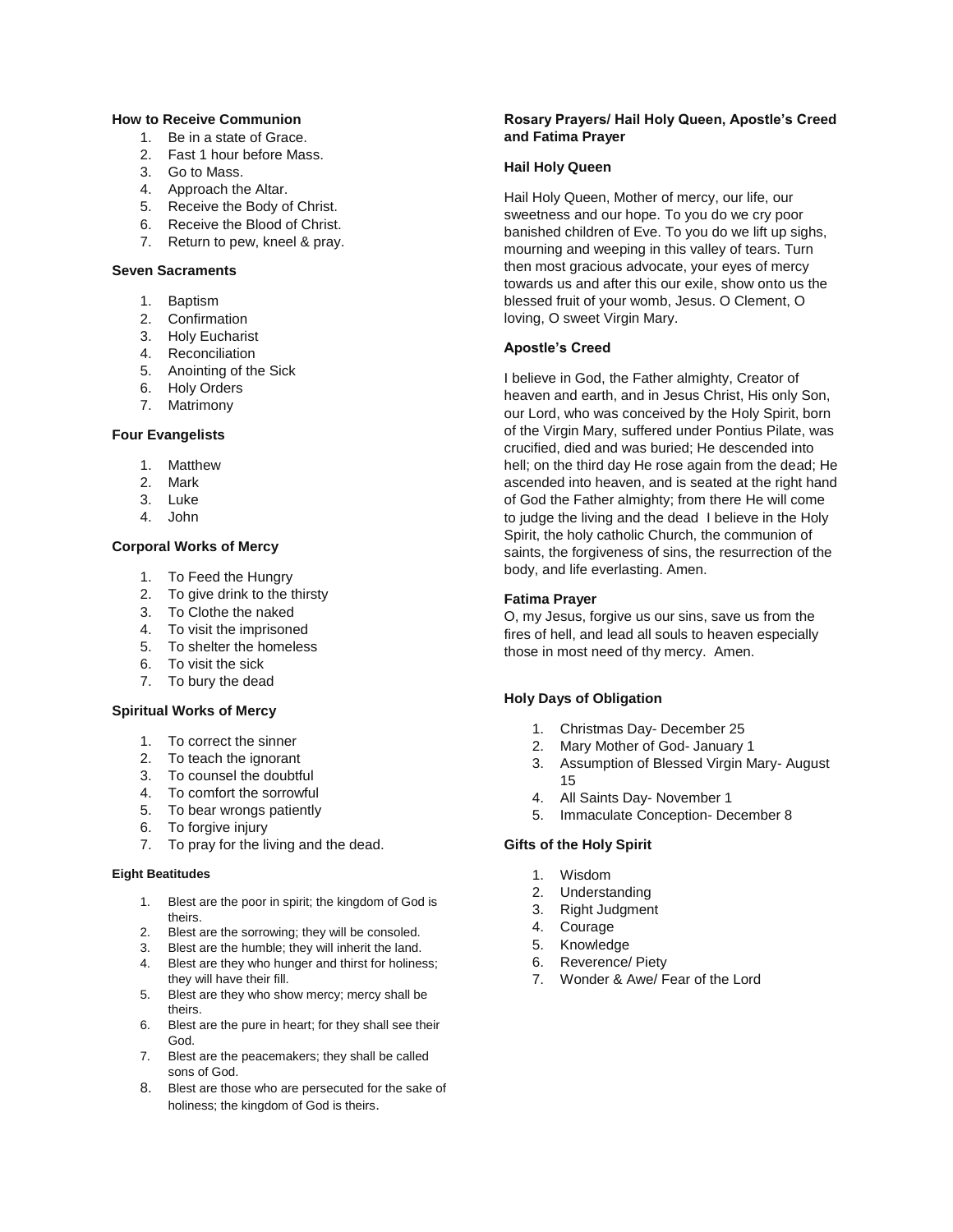### How to Receive Communion

1. Be in a state of Grace.
2. Fast 1 hour before Mass.
3. Go to Mass.
4. Approach the Altar.
5. Receive the Body of Christ.
6. Receive the Blood of Christ.
7. Return to pew, kneel & pray.

### Seven Sacraments

1. Baptism
2. Confirmation
3. Holy Eucharist
4. Reconciliation
5. Anointing of the Sick
6. Holy Orders
7. Matrimony

### Four Evangelists

1. Matthew
2. Mark
3. Luke
4. John

### Corporal Works of Mercy

1. To Feed the Hungry
2. To give drink to the thirsty
3. To Clothe the naked
4. To visit the imprisoned
5. To shelter the homeless
6. To visit the sick
7. To bury the dead

### Spiritual Works of Mercy

1. To correct the sinner
2. To teach the ignorant
3. To counsel the doubtful
4. To comfort the sorrowful
5. To bear wrongs patiently
6. To forgive injury
7. To pray for the living and the dead.

### Eight Beatitudes

1. Blest are the poor in spirit; the kingdom of God is theirs.
2. Blest are the sorrowing; they will be consoled.
3. Blest are the humble; they will inherit the land.
4. Blest are they who hunger and thirst for holiness; they will have their fill.
5. Blest are they who show mercy; mercy shall be theirs.
6. Blest are the pure in heart; for they shall see their God.
7. Blest are the peacemakers; they shall be called sons of God.
8. Blest are those who are persecuted for the sake of holiness; the kingdom of God is theirs.

### Rosary Prayers/ Hail Holy Queen, Apostle's Creed and Fatima Prayer

### Hail Holy Queen

Hail Holy Queen, Mother of mercy, our life, our sweetness and our hope. To you do we cry poor banished children of Eve. To you do we lift up sighs, mourning and weeping in this valley of tears. Turn then most gracious advocate, your eyes of mercy towards us and after this our exile, show onto us the blessed fruit of your womb, Jesus. O Clement, O loving, O sweet Virgin Mary.

### Apostle's Creed

I believe in God, the Father almighty, Creator of heaven and earth, and in Jesus Christ, His only Son, our Lord, who was conceived by the Holy Spirit, born of the Virgin Mary, suffered under Pontius Pilate, was crucified, died and was buried; He descended into hell; on the third day He rose again from the dead; He ascended into heaven, and is seated at the right hand of God the Father almighty; from there He will come to judge the living and the dead I believe in the Holy Spirit, the holy catholic Church, the communion of saints, the forgiveness of sins, the resurrection of the body, and life everlasting. Amen.

### Fatima Prayer

O, my Jesus, forgive us our sins, save us from the fires of hell, and lead all souls to heaven especially those in most need of thy mercy. Amen.

### Holy Days of Obligation

1. Christmas Day- December 25
2. Mary Mother of God- January 1
3. Assumption of Blessed Virgin Mary- August 15
4. All Saints Day- November 1
5. Immaculate Conception- December 8

### Gifts of the Holy Spirit

1. Wisdom
2. Understanding
3. Right Judgment
4. Courage
5. Knowledge
6. Reverence/ Piety
7. Wonder & Awe/ Fear of the Lord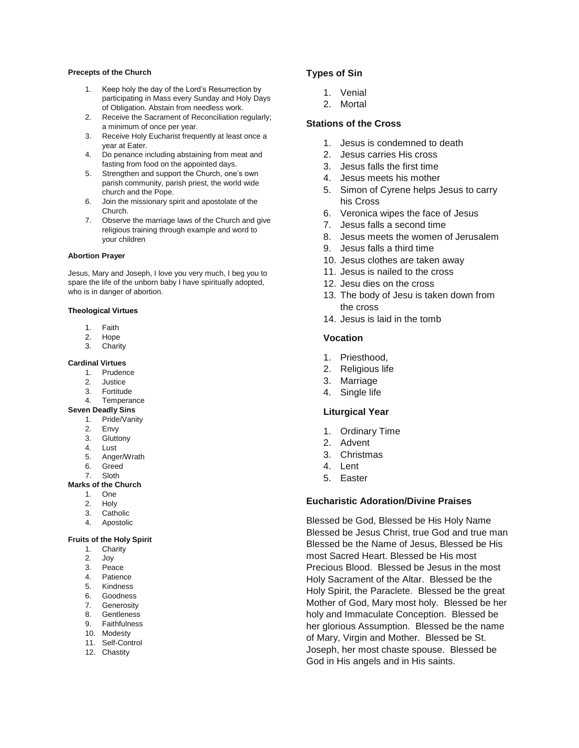### Precepts of the Church

1. Keep holy the day of the Lord's Resurrection by participating in Mass every Sunday and Holy Days of Obligation. Abstain from needless work.
2. Receive the Sacrament of Reconciliation regularly; a minimum of once per year.
3. Receive Holy Eucharist frequently at least once a year at Eater.
4. Do penance including abstaining from meat and fasting from food on the appointed days.
5. Strengthen and support the Church, one's own parish community, parish priest, the world wide church and the Pope.
6. Join the missionary spirit and apostolate of the Church.
7. Observe the marriage laws of the Church and give religious training through example and word to your children

### Abortion Prayer

Jesus, Mary and Joseph, I love you very much, I beg you to spare the life of the unborn baby I have spiritually adopted, who is in danger of abortion.

### Theological Virtues

1. Faith
2. Hope
3. Charity

### Cardinal Virtues

1. Prudence
2. Justice
3. Fortitude
4. Temperance

### Seven Deadly Sins

1. Pride/Vanity
2. Envy
3. Gluttony
4. Lust
5. Anger/Wrath
6. Greed
7. Sloth

### Marks of the Church

1. One
2. Holy
3. Catholic
4. Apostolic

### Fruits of the Holy Spirit

1. Charity
2. Joy
3. Peace
4. Patience
5. Kindness
6. Goodness
7. Generosity
8. Gentleness
9. Faithfulness
10. Modesty
11. Self-Control
12. Chastity

### Types of Sin

1. Venial
2. Mortal

### Stations of the Cross

1. Jesus is condemned to death
2. Jesus carries His cross
3. Jesus falls the first time
4. Jesus meets his mother
5. Simon of Cyrene helps Jesus to carry his Cross
6. Veronica wipes the face of Jesus
7. Jesus falls a second time
8. Jesus meets the women of Jerusalem
9. Jesus falls a third time
10. Jesus clothes are taken away
11. Jesus is nailed to the cross
12. Jesu dies on the cross
13. The body of Jesu is taken down from the cross
14. Jesus is laid in the tomb

### Vocation

1. Priesthood,
2. Religious life
3. Marriage
4. Single life

### Liturgical Year

1. Ordinary Time
2. Advent
3. Christmas
4. Lent
5. Easter

### Eucharistic Adoration/Divine Praises

Blessed be God, Blessed be His Holy Name Blessed be Jesus Christ, true God and true man Blessed be the Name of Jesus, Blessed be His most Sacred Heart. Blessed be His most Precious Blood. Blessed be Jesus in the most Holy Sacrament of the Altar. Blessed be the Holy Spirit, the Paraclete. Blessed be the great Mother of God, Mary most holy. Blessed be her holy and Immaculate Conception. Blessed be her glorious Assumption. Blessed be the name of Mary, Virgin and Mother. Blessed be St. Joseph, her most chaste spouse. Blessed be God in His angels and in His saints.